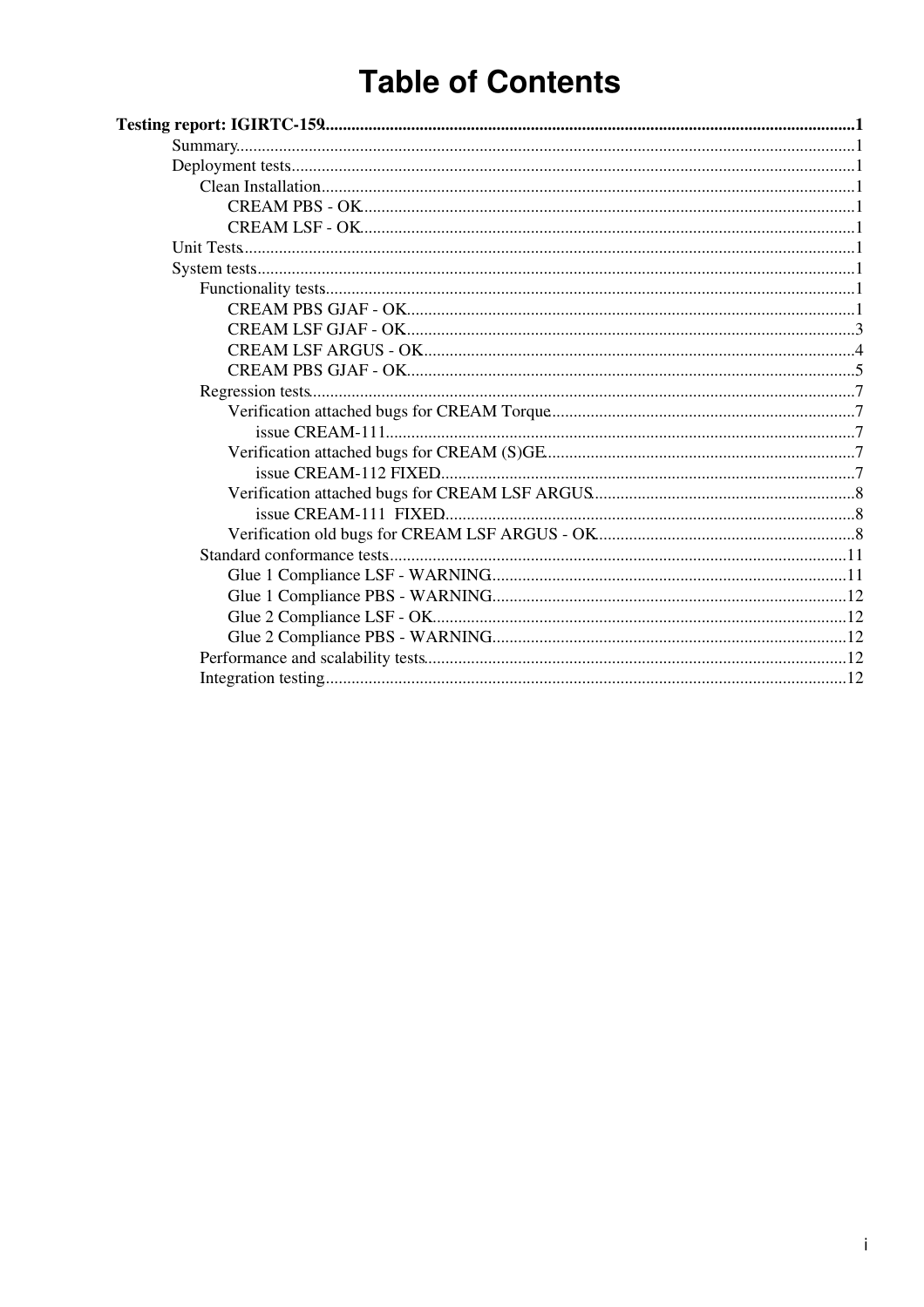# Table of Contents

**Testing report: IGIRTC-159** ........ 1

- Summary ........ 1
- Deployment tests ........ 1
  - Clean Installation ........ 1
    - CREAM PBS - OK ........ 1
    - CREAM LSF - OK ........ 1
- Unit Tests ........ 1
- System tests ........ 1
  - Functionality tests ........ 1
    - CREAM PBS GJAF - OK ........ 1
    - CREAM LSF GJAF - OK ........ 3
    - CREAM LSF ARGUS - OK ........ 4
    - CREAM PBS GJAF - OK ........ 5
  - Regression tests ........ 7
    - Verification attached bugs for CREAM Torque ........ 7
      - issue CREAM-111 ........ 7
    - Verification attached bugs for CREAM (S)GE ........ 7
      - issue CREAM-112 FIXED ........ 7
    - Verification attached bugs for CREAM LSF ARGUS ........ 8
      - issue CREAM-111 FIXED ........ 8
    - Verification old bugs for CREAM LSF ARGUS - OK ........ 8
  - Standard conformance tests ........ 11
    - Glue 1 Compliance LSF - WARNING ........ 11
    - Glue 1 Compliance PBS - WARNING ........ 12
    - Glue 2 Compliance LSF - OK ........ 12
    - Glue 2 Compliance PBS - WARNING ........ 12
  - Performance and scalability tests ........ 12
  - Integration testing ........ 12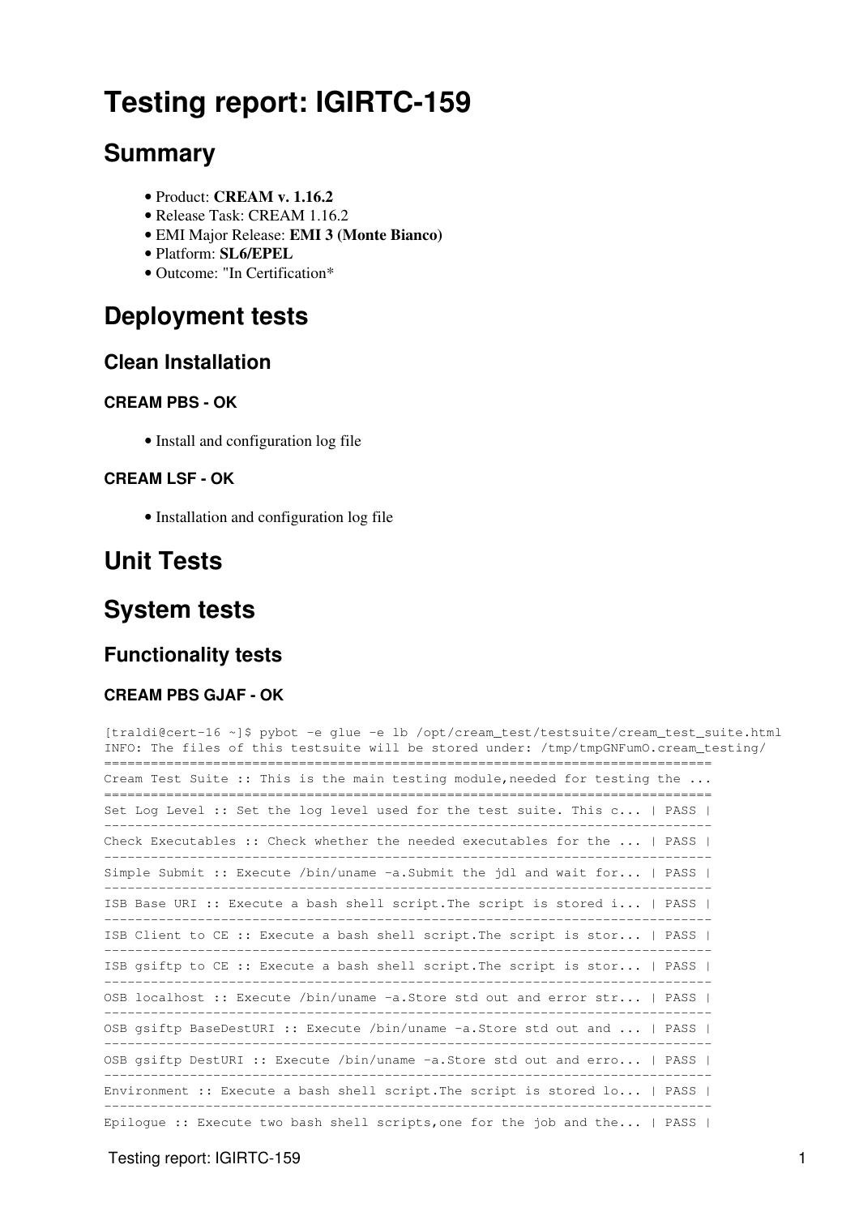# Testing report: IGIRTC-159

## Summary

- Product: **CREAM v. 1.16.2**
- Release Task: CREAM 1.16.2
- EMI Major Release: **EMI 3 (Monte Bianco)**
- Platform: **SL6/EPEL**
- Outcome: "In Certification*

## Deployment tests

### Clean Installation

#### CREAM PBS - OK

- Install and configuration log file

#### CREAM LSF - OK

- Installation and configuration log file

## Unit Tests

## System tests

### Functionality tests

#### CREAM PBS GJAF - OK

```
[traldi@cert-16 ~]$ pybot -e glue -e lb /opt/cream_test/testsuite/cream_test_suite.html
INFO: The files of this testsuite will be stored under: /tmp/tmpGNFumO.cream_testing/
==============================================================================
Cream Test Suite :: This is the main testing module,needed for testing the ...
==============================================================================
Set Log Level :: Set the log level used for the test suite. This c... | PASS |
------------------------------------------------------------------------------
Check Executables :: Check whether the needed executables for the ... | PASS |
------------------------------------------------------------------------------
Simple Submit :: Execute /bin/uname -a.Submit the jdl and wait for... | PASS |
------------------------------------------------------------------------------
ISB Base URI :: Execute a bash shell script.The script is stored i... | PASS |
------------------------------------------------------------------------------
ISB Client to CE :: Execute a bash shell script.The script is stor... | PASS |
------------------------------------------------------------------------------
ISB gsiftp to CE :: Execute a bash shell script.The script is stor... | PASS |
------------------------------------------------------------------------------
OSB localhost :: Execute /bin/uname -a.Store std out and error str... | PASS |
------------------------------------------------------------------------------
OSB gsiftp BaseDestURI :: Execute /bin/uname -a.Store std out and ... | PASS |
------------------------------------------------------------------------------
OSB gsiftp DestURI :: Execute /bin/uname -a.Store std out and erro... | PASS |
------------------------------------------------------------------------------
Environment :: Execute a bash shell script.The script is stored lo... | PASS |
------------------------------------------------------------------------------
Epilogue :: Execute two bash shell scripts,one for the job and the... | PASS |
```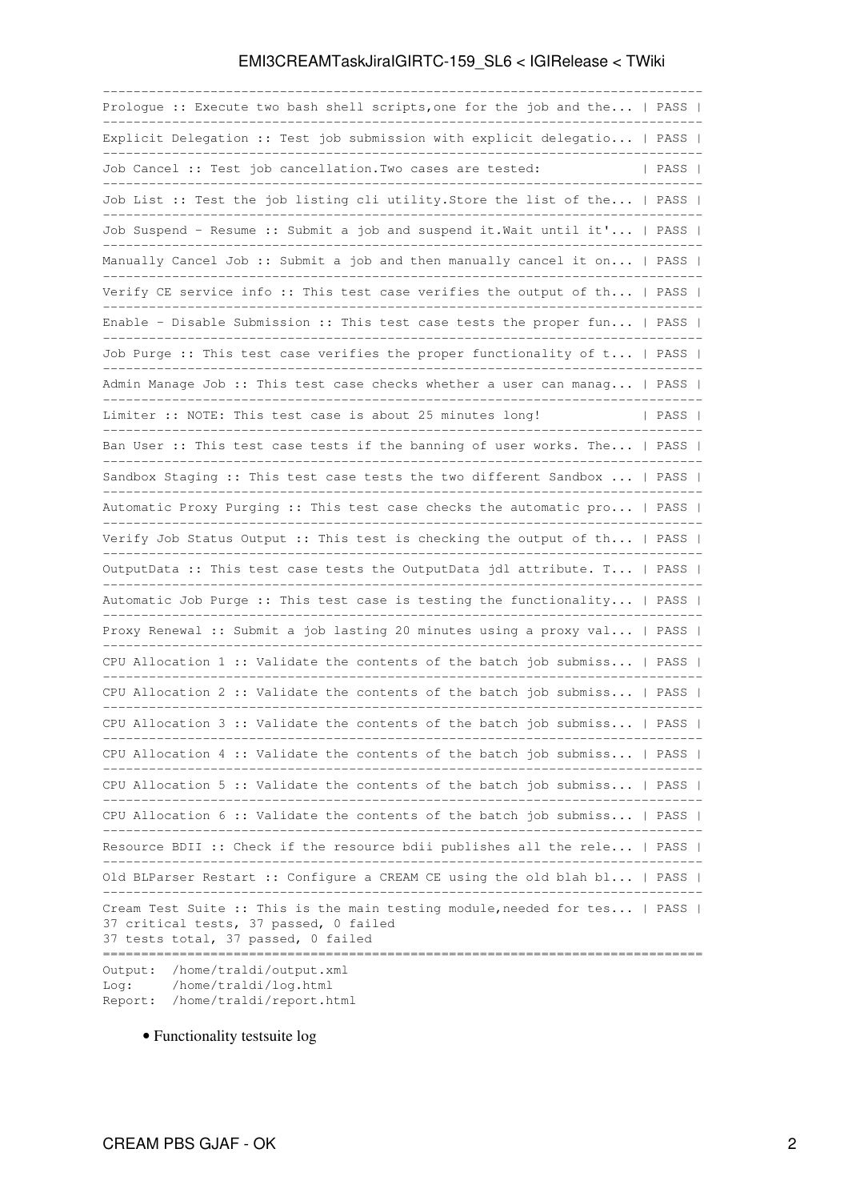```
------------------------------------------------------------------------------
Prologue :: Execute two bash shell scripts,one for the job and the... | PASS |
------------------------------------------------------------------------------
Explicit Delegation :: Test job submission with explicit delegatio... | PASS |
------------------------------------------------------------------------------
Job Cancel :: Test job cancellation.Two cases are tested:             | PASS |
------------------------------------------------------------------------------
Job List :: Test the job listing cli utility.Store the list of the... | PASS |
------------------------------------------------------------------------------
Job Suspend - Resume :: Submit a job and suspend it.Wait until it'... | PASS |
------------------------------------------------------------------------------
Manually Cancel Job :: Submit a job and then manually cancel it on... | PASS |
------------------------------------------------------------------------------
Verify CE service info :: This test case verifies the output of th... | PASS |
------------------------------------------------------------------------------
Enable - Disable Submission :: This test case tests the proper fun... | PASS |
------------------------------------------------------------------------------
Job Purge :: This test case verifies the proper functionality of t... | PASS |
------------------------------------------------------------------------------
Admin Manage Job :: This test case checks whether a user can manag... | PASS |
------------------------------------------------------------------------------
Limiter :: NOTE: This test case is about 25 minutes long!             | PASS |
------------------------------------------------------------------------------
Ban User :: This test case tests if the banning of user works. The... | PASS |
------------------------------------------------------------------------------
Sandbox Staging :: This test case tests the two different Sandbox ... | PASS |
------------------------------------------------------------------------------
Automatic Proxy Purging :: This test case checks the automatic pro... | PASS |
------------------------------------------------------------------------------
Verify Job Status Output :: This test is checking the output of th... | PASS |
------------------------------------------------------------------------------
OutputData :: This test case tests the OutputData jdl attribute. T... | PASS |
------------------------------------------------------------------------------
Automatic Job Purge :: This test case is testing the functionality... | PASS |
------------------------------------------------------------------------------
Proxy Renewal :: Submit a job lasting 20 minutes using a proxy val... | PASS |
------------------------------------------------------------------------------
CPU Allocation 1 :: Validate the contents of the batch job submiss... | PASS |
------------------------------------------------------------------------------
CPU Allocation 2 :: Validate the contents of the batch job submiss... | PASS |
------------------------------------------------------------------------------
CPU Allocation 3 :: Validate the contents of the batch job submiss... | PASS |
------------------------------------------------------------------------------
CPU Allocation 4 :: Validate the contents of the batch job submiss... | PASS |
------------------------------------------------------------------------------
CPU Allocation 5 :: Validate the contents of the batch job submiss... | PASS |
------------------------------------------------------------------------------
CPU Allocation 6 :: Validate the contents of the batch job submiss... | PASS |
------------------------------------------------------------------------------
Resource BDII :: Check if the resource bdii publishes all the rele... | PASS |
------------------------------------------------------------------------------
Old BLParser Restart :: Configure a CREAM CE using the old blah bl... | PASS |
------------------------------------------------------------------------------
Cream Test Suite :: This is the main testing module,needed for tes... | PASS |
37 critical tests, 37 passed, 0 failed
37 tests total, 37 passed, 0 failed
==============================================================================
Output:  /home/traldi/output.xml
Log:     /home/traldi/log.html
Report:  /home/traldi/report.html
```

- Functionality testsuite log

CREAM PBS GJAF - OK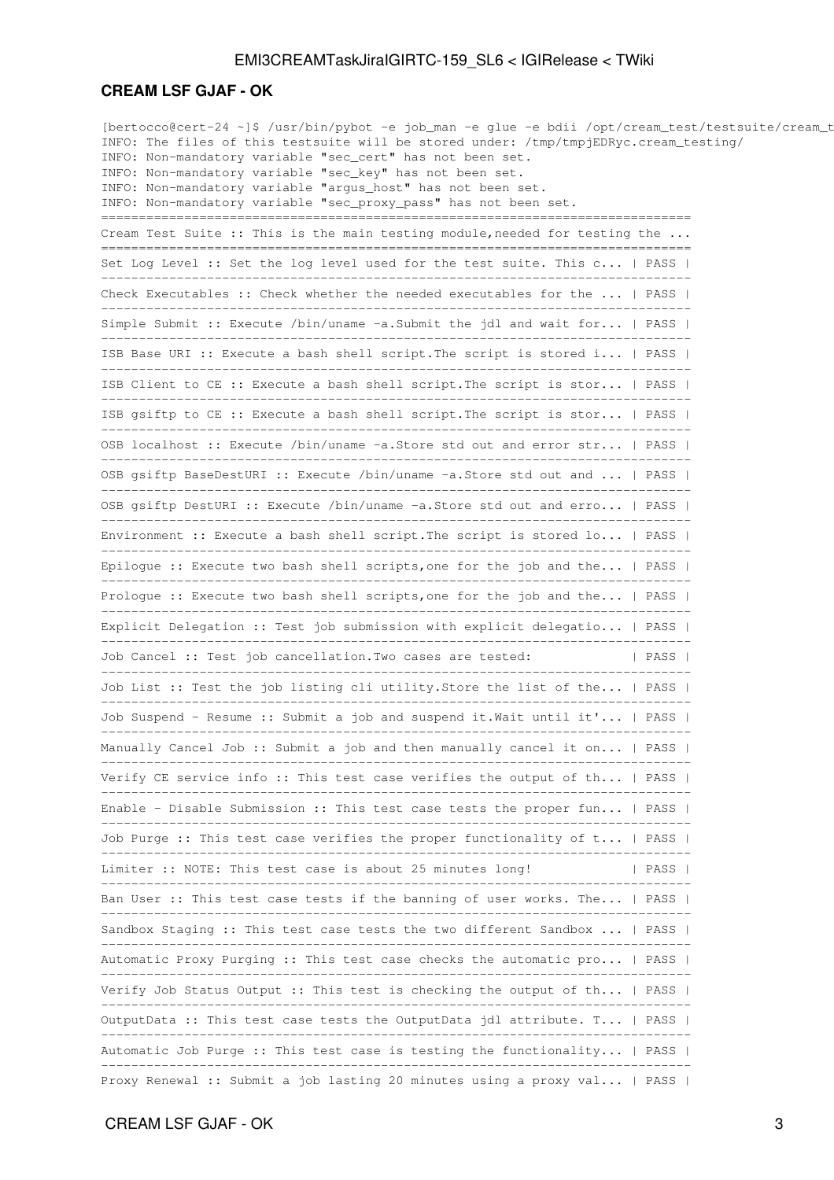### CREAM LSF GJAF - OK

```
[bertocco@cert-24 ~]$ /usr/bin/pybot -e job_man -e glue -e bdii /opt/cream_test/testsuite/cream_t
INFO: The files of this testsuite will be stored under: /tmp/tmpjEDRyc.cream_testing/
INFO: Non-mandatory variable "sec_cert" has not been set.
INFO: Non-mandatory variable "sec_key" has not been set.
INFO: Non-mandatory variable "argus_host" has not been set.
INFO: Non-mandatory variable "sec_proxy_pass" has not been set.
==============================================================================
Cream Test Suite :: This is the main testing module,needed for testing the ...
==============================================================================
Set Log Level :: Set the log level used for the test suite. This c... | PASS |
------------------------------------------------------------------------------
Check Executables :: Check whether the needed executables for the ... | PASS |
------------------------------------------------------------------------------
Simple Submit :: Execute /bin/uname -a.Submit the jdl and wait for... | PASS |
------------------------------------------------------------------------------
ISB Base URI :: Execute a bash shell script.The script is stored i... | PASS |
------------------------------------------------------------------------------
ISB Client to CE :: Execute a bash shell script.The script is stor... | PASS |
------------------------------------------------------------------------------
ISB gsiftp to CE :: Execute a bash shell script.The script is stor... | PASS |
------------------------------------------------------------------------------
OSB localhost :: Execute /bin/uname -a.Store std out and error str... | PASS |
------------------------------------------------------------------------------
OSB gsiftp BaseDestURI :: Execute /bin/uname -a.Store std out and ... | PASS |
------------------------------------------------------------------------------
OSB gsiftp DestURI :: Execute /bin/uname -a.Store std out and erro... | PASS |
------------------------------------------------------------------------------
Environment :: Execute a bash shell script.The script is stored lo... | PASS |
------------------------------------------------------------------------------
Epilogue :: Execute two bash shell scripts,one for the job and the... | PASS |
------------------------------------------------------------------------------
Prologue :: Execute two bash shell scripts,one for the job and the... | PASS |
------------------------------------------------------------------------------
Explicit Delegation :: Test job submission with explicit delegatio... | PASS |
------------------------------------------------------------------------------
Job Cancel :: Test job cancellation.Two cases are tested:            | PASS |
------------------------------------------------------------------------------
Job List :: Test the job listing cli utility.Store the list of the... | PASS |
------------------------------------------------------------------------------
Job Suspend - Resume :: Submit a job and suspend it.Wait until it'... | PASS |
------------------------------------------------------------------------------
Manually Cancel Job :: Submit a job and then manually cancel it on... | PASS |
------------------------------------------------------------------------------
Verify CE service info :: This test case verifies the output of th... | PASS |
------------------------------------------------------------------------------
Enable - Disable Submission :: This test case tests the proper fun... | PASS |
------------------------------------------------------------------------------
Job Purge :: This test case verifies the proper functionality of t... | PASS |
------------------------------------------------------------------------------
Limiter :: NOTE: This test case is about 25 minutes long!            | PASS |
------------------------------------------------------------------------------
Ban User :: This test case tests if the banning of user works. The... | PASS |
------------------------------------------------------------------------------
Sandbox Staging :: This test case tests the two different Sandbox ... | PASS |
------------------------------------------------------------------------------
Automatic Proxy Purging :: This test case checks the automatic pro... | PASS |
------------------------------------------------------------------------------
Verify Job Status Output :: This test is checking the output of th... | PASS |
------------------------------------------------------------------------------
OutputData :: This test case tests the OutputData jdl attribute. T... | PASS |
------------------------------------------------------------------------------
Automatic Job Purge :: This test case is testing the functionality... | PASS |
------------------------------------------------------------------------------
Proxy Renewal :: Submit a job lasting 20 minutes using a proxy val... | PASS |
```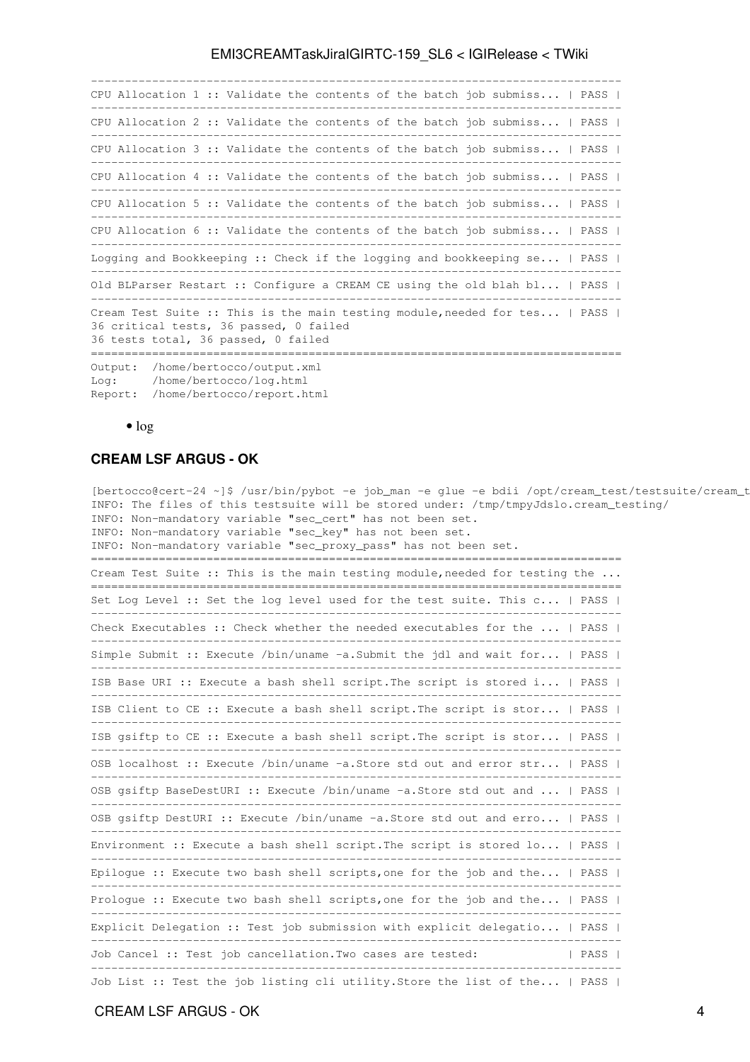```
------------------------------------------------------------------------------
CPU Allocation 1 :: Validate the contents of the batch job submiss... | PASS |
------------------------------------------------------------------------------
CPU Allocation 2 :: Validate the contents of the batch job submiss... | PASS |
------------------------------------------------------------------------------
CPU Allocation 3 :: Validate the contents of the batch job submiss... | PASS |
------------------------------------------------------------------------------
CPU Allocation 4 :: Validate the contents of the batch job submiss... | PASS |
------------------------------------------------------------------------------
CPU Allocation 5 :: Validate the contents of the batch job submiss... | PASS |
------------------------------------------------------------------------------
CPU Allocation 6 :: Validate the contents of the batch job submiss... | PASS |
------------------------------------------------------------------------------
Logging and Bookkeeping :: Check if the logging and bookkeeping se... | PASS |
------------------------------------------------------------------------------
Old BLParser Restart :: Configure a CREAM CE using the old blah bl... | PASS |
------------------------------------------------------------------------------
Cream Test Suite :: This is the main testing module,needed for tes... | PASS |
36 critical tests, 36 passed, 0 failed
36 tests total, 36 passed, 0 failed
==============================================================================
Output:  /home/bertocco/output.xml
Log:     /home/bertocco/log.html
Report:  /home/bertocco/report.html
```

- log

#### CREAM LSF ARGUS - OK

```
[bertocco@cert-24 ~]$ /usr/bin/pybot -e job_man -e glue -e bdii /opt/cream_test/testsuite/cream_t
INFO: The files of this testsuite will be stored under: /tmp/tmpyJdslo.cream_testing/
INFO: Non-mandatory variable "sec_cert" has not been set.
INFO: Non-mandatory variable "sec_key" has not been set.
INFO: Non-mandatory variable "sec_proxy_pass" has not been set.
==============================================================================
Cream Test Suite :: This is the main testing module,needed for testing the ...
==============================================================================
Set Log Level :: Set the log level used for the test suite. This c... | PASS |
------------------------------------------------------------------------------
Check Executables :: Check whether the needed executables for the ... | PASS |
------------------------------------------------------------------------------
Simple Submit :: Execute /bin/uname -a.Submit the jdl and wait for... | PASS |
------------------------------------------------------------------------------
ISB Base URI :: Execute a bash shell script.The script is stored i... | PASS |
------------------------------------------------------------------------------
ISB Client to CE :: Execute a bash shell script.The script is stor... | PASS |
------------------------------------------------------------------------------
ISB gsiftp to CE :: Execute a bash shell script.The script is stor... | PASS |
------------------------------------------------------------------------------
OSB localhost :: Execute /bin/uname -a.Store std out and error str... | PASS |
------------------------------------------------------------------------------
OSB gsiftp BaseDestURI :: Execute /bin/uname -a.Store std out and ... | PASS |
------------------------------------------------------------------------------
OSB gsiftp DestURI :: Execute /bin/uname -a.Store std out and erro... | PASS |
------------------------------------------------------------------------------
Environment :: Execute a bash shell script.The script is stored lo... | PASS |
------------------------------------------------------------------------------
Epilogue :: Execute two bash shell scripts,one for the job and the... | PASS |
------------------------------------------------------------------------------
Prologue :: Execute two bash shell scripts,one for the job and the... | PASS |
------------------------------------------------------------------------------
Explicit Delegation :: Test job submission with explicit delegatio... | PASS |
------------------------------------------------------------------------------
Job Cancel :: Test job cancellation.Two cases are tested:            | PASS |
------------------------------------------------------------------------------
Job List :: Test the job listing cli utility.Store the list of the... | PASS |
```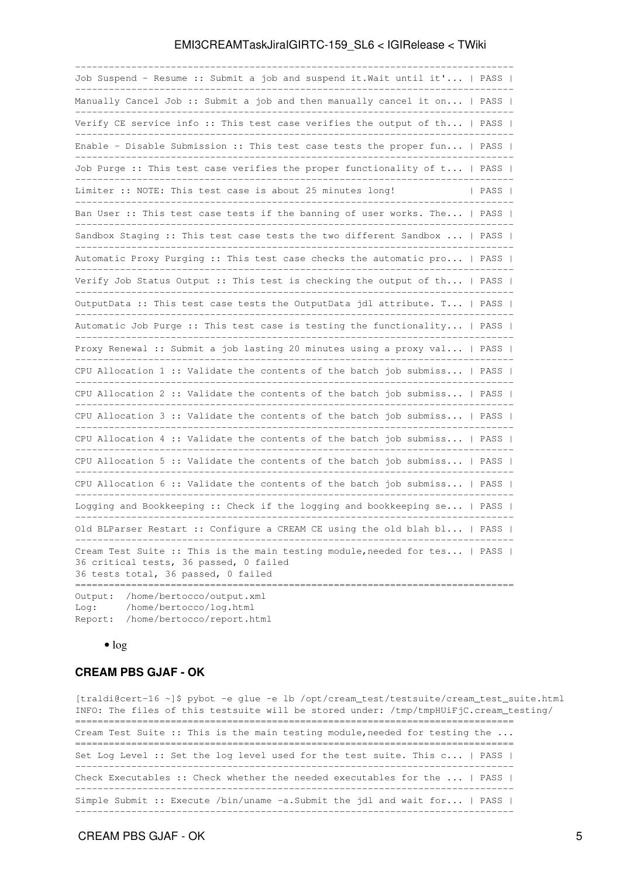```
------------------------------------------------------------------------------
Job Suspend - Resume :: Submit a job and suspend it.Wait until it'... | PASS |
------------------------------------------------------------------------------
Manually Cancel Job :: Submit a job and then manually cancel it on... | PASS |
------------------------------------------------------------------------------
Verify CE service info :: This test case verifies the output of th... | PASS |
------------------------------------------------------------------------------
Enable - Disable Submission :: This test case tests the proper fun... | PASS |
------------------------------------------------------------------------------
Job Purge :: This test case verifies the proper functionality of t... | PASS |
------------------------------------------------------------------------------
Limiter :: NOTE: This test case is about 25 minutes long!             | PASS |
------------------------------------------------------------------------------
Ban User :: This test case tests if the banning of user works. The... | PASS |
------------------------------------------------------------------------------
Sandbox Staging :: This test case tests the two different Sandbox ... | PASS |
------------------------------------------------------------------------------
Automatic Proxy Purging :: This test case checks the automatic pro... | PASS |
------------------------------------------------------------------------------
Verify Job Status Output :: This test is checking the output of th... | PASS |
------------------------------------------------------------------------------
OutputData :: This test case tests the OutputData jdl attribute. T... | PASS |
------------------------------------------------------------------------------
Automatic Job Purge :: This test case is testing the functionality... | PASS |
------------------------------------------------------------------------------
Proxy Renewal :: Submit a job lasting 20 minutes using a proxy val... | PASS |
------------------------------------------------------------------------------
CPU Allocation 1 :: Validate the contents of the batch job submiss... | PASS |
------------------------------------------------------------------------------
CPU Allocation 2 :: Validate the contents of the batch job submiss... | PASS |
------------------------------------------------------------------------------
CPU Allocation 3 :: Validate the contents of the batch job submiss... | PASS |
------------------------------------------------------------------------------
CPU Allocation 4 :: Validate the contents of the batch job submiss... | PASS |
------------------------------------------------------------------------------
CPU Allocation 5 :: Validate the contents of the batch job submiss... | PASS |
------------------------------------------------------------------------------
CPU Allocation 6 :: Validate the contents of the batch job submiss... | PASS |
------------------------------------------------------------------------------
Logging and Bookkeeping :: Check if the logging and bookkeeping se... | PASS |
------------------------------------------------------------------------------
Old BLParser Restart :: Configure a CREAM CE using the old blah bl... | PASS |
------------------------------------------------------------------------------
Cream Test Suite :: This is the main testing module,needed for tes... | PASS |
36 critical tests, 36 passed, 0 failed
36 tests total, 36 passed, 0 failed
==============================================================================
Output:  /home/bertocco/output.xml
Log:     /home/bertocco/log.html
Report:  /home/bertocco/report.html
```

- log

### CREAM PBS GJAF - OK

```
[traldi@cert-16 ~]$ pybot -e glue -e lb /opt/cream_test/testsuite/cream_test_suite.html
INFO: The files of this testsuite will be stored under: /tmp/tmpHUiFjC.cream_testing/
==============================================================================
Cream Test Suite :: This is the main testing module,needed for testing the ...
==============================================================================
Set Log Level :: Set the log level used for the test suite. This c... | PASS |
------------------------------------------------------------------------------
Check Executables :: Check whether the needed executables for the ... | PASS |
------------------------------------------------------------------------------
Simple Submit :: Execute /bin/uname -a.Submit the jdl and wait for... | PASS |
------------------------------------------------------------------------------
```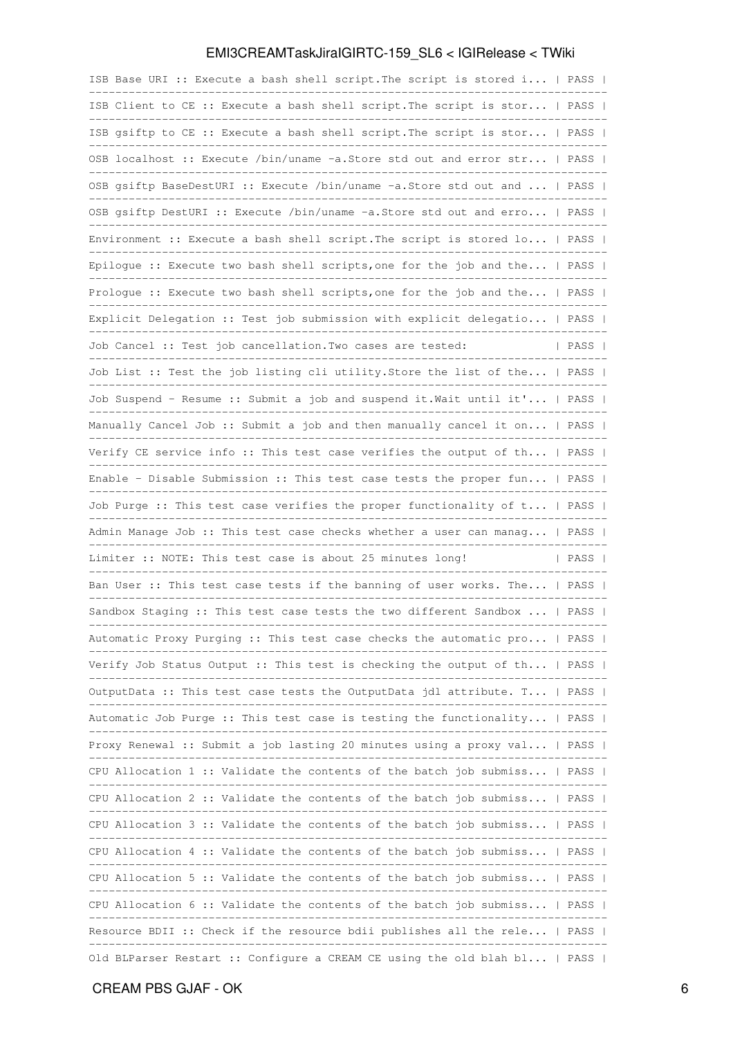```
ISB Base URI :: Execute a bash shell script.The script is stored i... | PASS |
------------------------------------------------------------------------------
ISB Client to CE :: Execute a bash shell script.The script is stor... | PASS |
------------------------------------------------------------------------------
ISB gsiftp to CE :: Execute a bash shell script.The script is stor... | PASS |
------------------------------------------------------------------------------
OSB localhost :: Execute /bin/uname -a.Store std out and error str... | PASS |
------------------------------------------------------------------------------
OSB gsiftp BaseDestURI :: Execute /bin/uname -a.Store std out and ... | PASS |
------------------------------------------------------------------------------
OSB gsiftp DestURI :: Execute /bin/uname -a.Store std out and erro... | PASS |
------------------------------------------------------------------------------
Environment :: Execute a bash shell script.The script is stored lo... | PASS |
------------------------------------------------------------------------------
Epilogue :: Execute two bash shell scripts,one for the job and the... | PASS |
------------------------------------------------------------------------------
Prologue :: Execute two bash shell scripts,one for the job and the... | PASS |
------------------------------------------------------------------------------
Explicit Delegation :: Test job submission with explicit delegatio... | PASS |
------------------------------------------------------------------------------
Job Cancel :: Test job cancellation.Two cases are tested:            | PASS |
------------------------------------------------------------------------------
Job List :: Test the job listing cli utility.Store the list of the... | PASS |
------------------------------------------------------------------------------
Job Suspend - Resume :: Submit a job and suspend it.Wait until it'... | PASS |
------------------------------------------------------------------------------
Manually Cancel Job :: Submit a job and then manually cancel it on... | PASS |
------------------------------------------------------------------------------
Verify CE service info :: This test case verifies the output of th... | PASS |
------------------------------------------------------------------------------
Enable - Disable Submission :: This test case tests the proper fun... | PASS |
------------------------------------------------------------------------------
Job Purge :: This test case verifies the proper functionality of t... | PASS |
------------------------------------------------------------------------------
Admin Manage Job :: This test case checks whether a user can manag... | PASS |
------------------------------------------------------------------------------
Limiter :: NOTE: This test case is about 25 minutes long!            | PASS |
------------------------------------------------------------------------------
Ban User :: This test case tests if the banning of user works. The... | PASS |
------------------------------------------------------------------------------
Sandbox Staging :: This test case tests the two different Sandbox ... | PASS |
------------------------------------------------------------------------------
Automatic Proxy Purging :: This test case checks the automatic pro... | PASS |
------------------------------------------------------------------------------
Verify Job Status Output :: This test is checking the output of th... | PASS |
------------------------------------------------------------------------------
OutputData :: This test case tests the OutputData jdl attribute. T... | PASS |
------------------------------------------------------------------------------
Automatic Job Purge :: This test case is testing the functionality... | PASS |
------------------------------------------------------------------------------
Proxy Renewal :: Submit a job lasting 20 minutes using a proxy val... | PASS |
------------------------------------------------------------------------------
CPU Allocation 1 :: Validate the contents of the batch job submiss... | PASS |
------------------------------------------------------------------------------
CPU Allocation 2 :: Validate the contents of the batch job submiss... | PASS |
------------------------------------------------------------------------------
CPU Allocation 3 :: Validate the contents of the batch job submiss... | PASS |
------------------------------------------------------------------------------
CPU Allocation 4 :: Validate the contents of the batch job submiss... | PASS |
------------------------------------------------------------------------------
CPU Allocation 5 :: Validate the contents of the batch job submiss... | PASS |
------------------------------------------------------------------------------
CPU Allocation 6 :: Validate the contents of the batch job submiss... | PASS |
------------------------------------------------------------------------------
Resource BDII :: Check if the resource bdii publishes all the rele... | PASS |
------------------------------------------------------------------------------
Old BLParser Restart :: Configure a CREAM CE using the old blah bl... | PASS |
```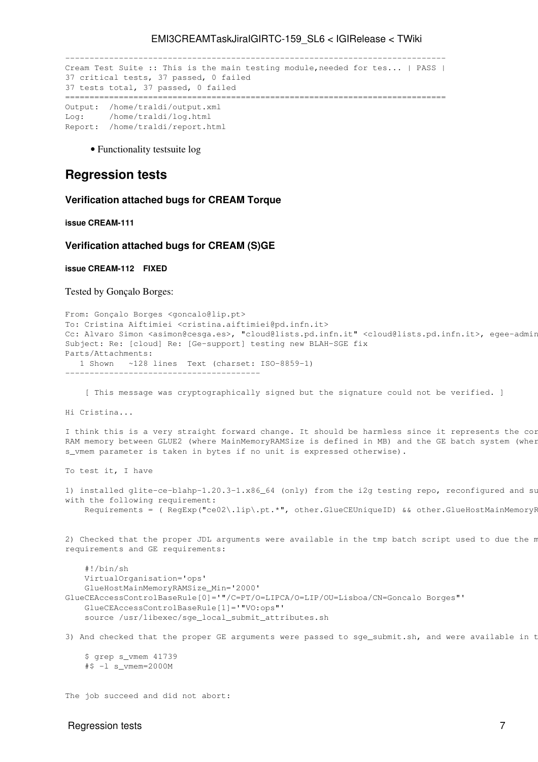```
------------------------------------------------------------------------------
Cream Test Suite :: This is the main testing module,needed for tes... | PASS |
37 critical tests, 37 passed, 0 failed
37 tests total, 37 passed, 0 failed
==============================================================================
Output:  /home/traldi/output.xml
Log:     /home/traldi/log.html
Report:  /home/traldi/report.html
```

- Functionality testsuite log

## Regression tests

### Verification attached bugs for CREAM Torque

#### issue CREAM-111

### Verification attached bugs for CREAM (S)GE

#### issue CREAM-112 FIXED

Tested by Gonçalo Borges:

```
From: Gonçalo Borges <goncalo@lip.pt>
To: Cristina Aiftimiei <cristina.aiftimiei@pd.infn.it>
Cc: Alvaro Simon <asimon@cesga.es>, "cloud@lists.pd.infn.it" <cloud@lists.pd.infn.it>, egee-admin
Subject: Re: [cloud] Re: [Ge-support] testing new BLAH-SGE fix
Parts/Attachments:
   1 Shown   ~128 lines  Text (charset: ISO-8859-1)
----------------------------------------

    [ This message was cryptographically signed but the signature could not be verified. ]

Hi Cristina...

I think this is a very straight forward change. It should be harmless since it represents the cor
RAM memory between GLUE2 (where MainMemoryRAMSize is defined in MB) and the GE batch system (wher
s_vmem parameter is taken in bytes if no unit is expressed otherwise).

To test it, I have

1) installed glite-ce-blahp-1.20.3-1.x86_64 (only) from the i2g testing repo, reconfigured and su
with the following requirement:
    Requirements = ( RegExp("ce02\.lip\.pt.*", other.GlueCEUniqueID) && other.GlueHostMainMemoryR


2) Checked that the proper JDL arguments were available in the tmp batch script used to due the m
requirements and GE requirements:

    #!/bin/sh
    VirtualOrganisation='ops'
    GlueHostMainMemoryRAMSize_Min='2000'
GlueCEAccessControlBaseRule[0]='"/C=PT/O=LIPCA/O=LIP/OU=Lisboa/CN=Goncalo Borges"'
    GlueCEAccessControlBaseRule[1]='"VO:ops"'
    source /usr/libexec/sge_local_submit_attributes.sh

3) And checked that the proper GE arguments were passed to sge_submit.sh, and were available in t

    $ grep s_vmem 41739
    #$ -l s_vmem=2000M


The job succeed and did not abort:
```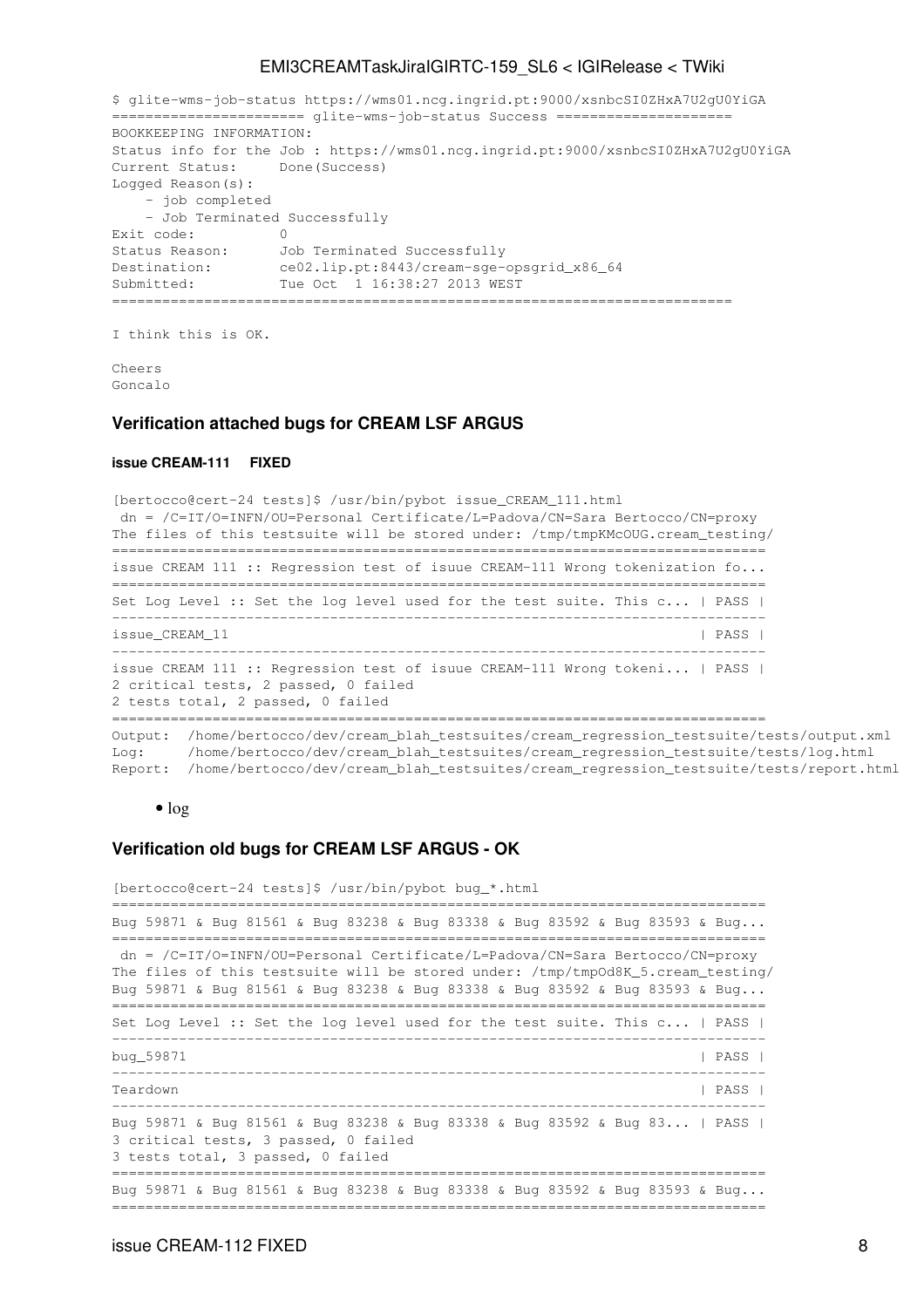```
$ glite-wms-job-status https://wms01.ncg.ingrid.pt:9000/xsnbcSI0ZHxA7U2gU0YiGA
======================= glite-wms-job-status Success =====================
BOOKKEEPING INFORMATION:
Status info for the Job : https://wms01.ncg.ingrid.pt:9000/xsnbcSI0ZHxA7U2gU0YiGA
Current Status:     Done(Success)
Logged Reason(s):
    - job completed
    - Job Terminated Successfully
Exit code:          0
Status Reason:      Job Terminated Successfully
Destination:        ce02.lip.pt:8443/cream-sge-opsgrid_x86_64
Submitted:          Tue Oct  1 16:38:27 2013 WEST
==========================================================================

I think this is OK.

Cheers
Goncalo
```

### Verification attached bugs for CREAM LSF ARGUS

#### issue CREAM-111 FIXED

```
[bertocco@cert-24 tests]$ /usr/bin/pybot issue_CREAM_111.html
 dn = /C=IT/O=INFN/OU=Personal Certificate/L=Padova/CN=Sara Bertocco/CN=proxy
The files of this testsuite will be stored under: /tmp/tmpKMcOUG.cream_testing/
==============================================================================
issue CREAM 111 :: Regression test of isuue CREAM-111 Wrong tokenization fo...
==============================================================================
Set Log Level :: Set the log level used for the test suite. This c... | PASS |
------------------------------------------------------------------------------
issue_CREAM_11                                                        | PASS |
------------------------------------------------------------------------------
issue CREAM 111 :: Regression test of isuue CREAM-111 Wrong tokeni... | PASS |
2 critical tests, 2 passed, 0 failed
2 tests total, 2 passed, 0 failed
==============================================================================
Output:  /home/bertocco/dev/cream_blah_testsuites/cream_regression_testsuite/tests/output.xml
Log:     /home/bertocco/dev/cream_blah_testsuites/cream_regression_testsuite/tests/log.html
Report:  /home/bertocco/dev/cream_blah_testsuites/cream_regression_testsuite/tests/report.html
```

- log

### Verification old bugs for CREAM LSF ARGUS - OK

```
[bertocco@cert-24 tests]$ /usr/bin/pybot bug_*.html
==============================================================================
Bug 59871 & Bug 81561 & Bug 83238 & Bug 83338 & Bug 83592 & Bug 83593 & Bug...
==============================================================================
 dn = /C=IT/O=INFN/OU=Personal Certificate/L=Padova/CN=Sara Bertocco/CN=proxy
The files of this testsuite will be stored under: /tmp/tmpOd8K_5.cream_testing/
Bug 59871 & Bug 81561 & Bug 83238 & Bug 83338 & Bug 83592 & Bug 83593 & Bug...
==============================================================================
Set Log Level :: Set the log level used for the test suite. This c... | PASS |
------------------------------------------------------------------------------
bug_59871                                                             | PASS |
------------------------------------------------------------------------------
Teardown                                                              | PASS |
------------------------------------------------------------------------------
Bug 59871 & Bug 81561 & Bug 83238 & Bug 83338 & Bug 83592 & Bug 83... | PASS |
3 critical tests, 3 passed, 0 failed
3 tests total, 3 passed, 0 failed
==============================================================================
Bug 59871 & Bug 81561 & Bug 83238 & Bug 83338 & Bug 83592 & Bug 83593 & Bug...
==============================================================================
```

issue CREAM-112 FIXED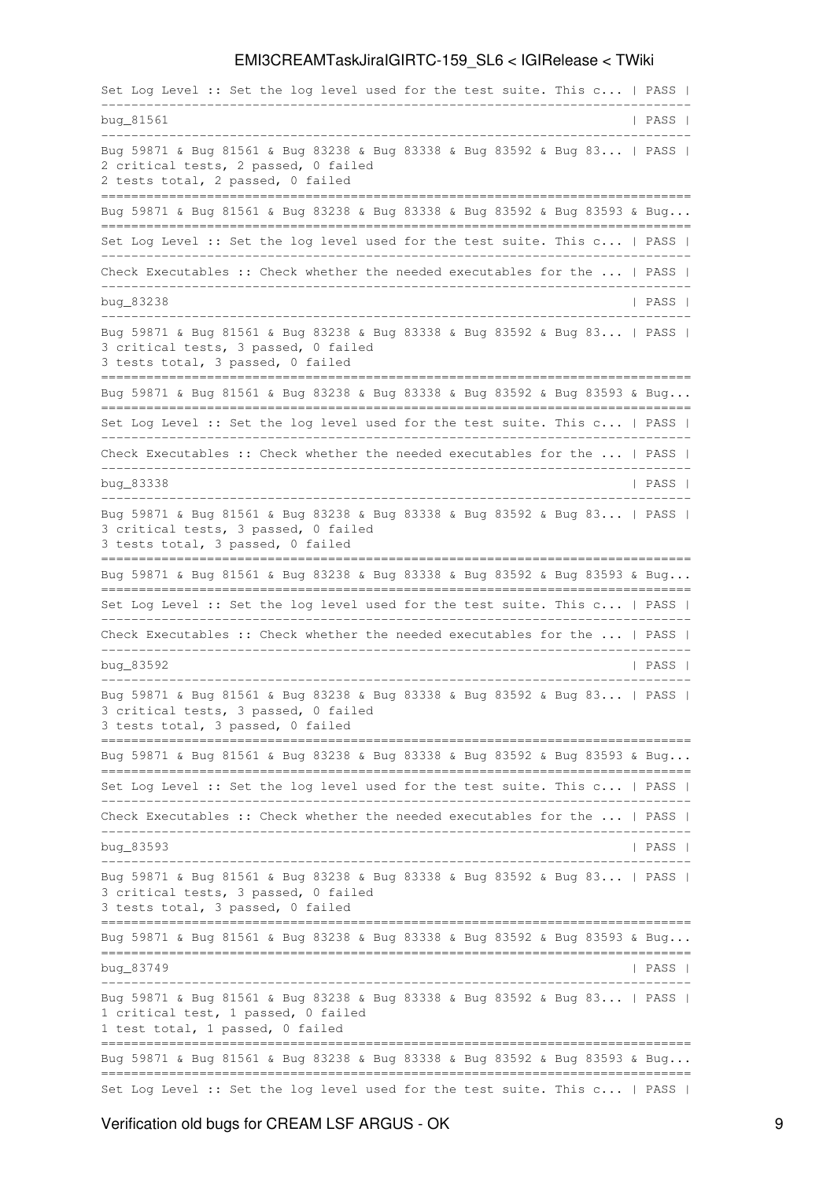```
Set Log Level :: Set the log level used for the test suite. This c... | PASS |
------------------------------------------------------------------------------
bug_81561                                                             | PASS |
------------------------------------------------------------------------------
Bug 59871 & Bug 81561 & Bug 83238 & Bug 83338 & Bug 83592 & Bug 83... | PASS |
2 critical tests, 2 passed, 0 failed
2 tests total, 2 passed, 0 failed
==============================================================================
Bug 59871 & Bug 81561 & Bug 83238 & Bug 83338 & Bug 83592 & Bug 83593 & Bug...
==============================================================================
Set Log Level :: Set the log level used for the test suite. This c... | PASS |
------------------------------------------------------------------------------
Check Executables :: Check whether the needed executables for the ... | PASS |
------------------------------------------------------------------------------
bug_83238                                                             | PASS |
------------------------------------------------------------------------------
Bug 59871 & Bug 81561 & Bug 83238 & Bug 83338 & Bug 83592 & Bug 83... | PASS |
3 critical tests, 3 passed, 0 failed
3 tests total, 3 passed, 0 failed
==============================================================================
Bug 59871 & Bug 81561 & Bug 83238 & Bug 83338 & Bug 83592 & Bug 83593 & Bug...
==============================================================================
Set Log Level :: Set the log level used for the test suite. This c... | PASS |
------------------------------------------------------------------------------
Check Executables :: Check whether the needed executables for the ... | PASS |
------------------------------------------------------------------------------
bug_83338                                                             | PASS |
------------------------------------------------------------------------------
Bug 59871 & Bug 81561 & Bug 83238 & Bug 83338 & Bug 83592 & Bug 83... | PASS |
3 critical tests, 3 passed, 0 failed
3 tests total, 3 passed, 0 failed
==============================================================================
Bug 59871 & Bug 81561 & Bug 83238 & Bug 83338 & Bug 83592 & Bug 83593 & Bug...
==============================================================================
Set Log Level :: Set the log level used for the test suite. This c... | PASS |
------------------------------------------------------------------------------
Check Executables :: Check whether the needed executables for the ... | PASS |
------------------------------------------------------------------------------
bug_83592                                                             | PASS |
------------------------------------------------------------------------------
Bug 59871 & Bug 81561 & Bug 83238 & Bug 83338 & Bug 83592 & Bug 83... | PASS |
3 critical tests, 3 passed, 0 failed
3 tests total, 3 passed, 0 failed
==============================================================================
Bug 59871 & Bug 81561 & Bug 83238 & Bug 83338 & Bug 83592 & Bug 83593 & Bug...
==============================================================================
Set Log Level :: Set the log level used for the test suite. This c... | PASS |
------------------------------------------------------------------------------
Check Executables :: Check whether the needed executables for the ... | PASS |
------------------------------------------------------------------------------
bug_83593                                                             | PASS |
------------------------------------------------------------------------------
Bug 59871 & Bug 81561 & Bug 83238 & Bug 83338 & Bug 83592 & Bug 83... | PASS |
3 critical tests, 3 passed, 0 failed
3 tests total, 3 passed, 0 failed
==============================================================================
Bug 59871 & Bug 81561 & Bug 83238 & Bug 83338 & Bug 83592 & Bug 83593 & Bug...
==============================================================================
bug_83749                                                             | PASS |
------------------------------------------------------------------------------
Bug 59871 & Bug 81561 & Bug 83238 & Bug 83338 & Bug 83592 & Bug 83... | PASS |
1 critical test, 1 passed, 0 failed
1 test total, 1 passed, 0 failed
==============================================================================
Bug 59871 & Bug 81561 & Bug 83238 & Bug 83338 & Bug 83592 & Bug 83593 & Bug...
==============================================================================
Set Log Level :: Set the log level used for the test suite. This c... | PASS |
```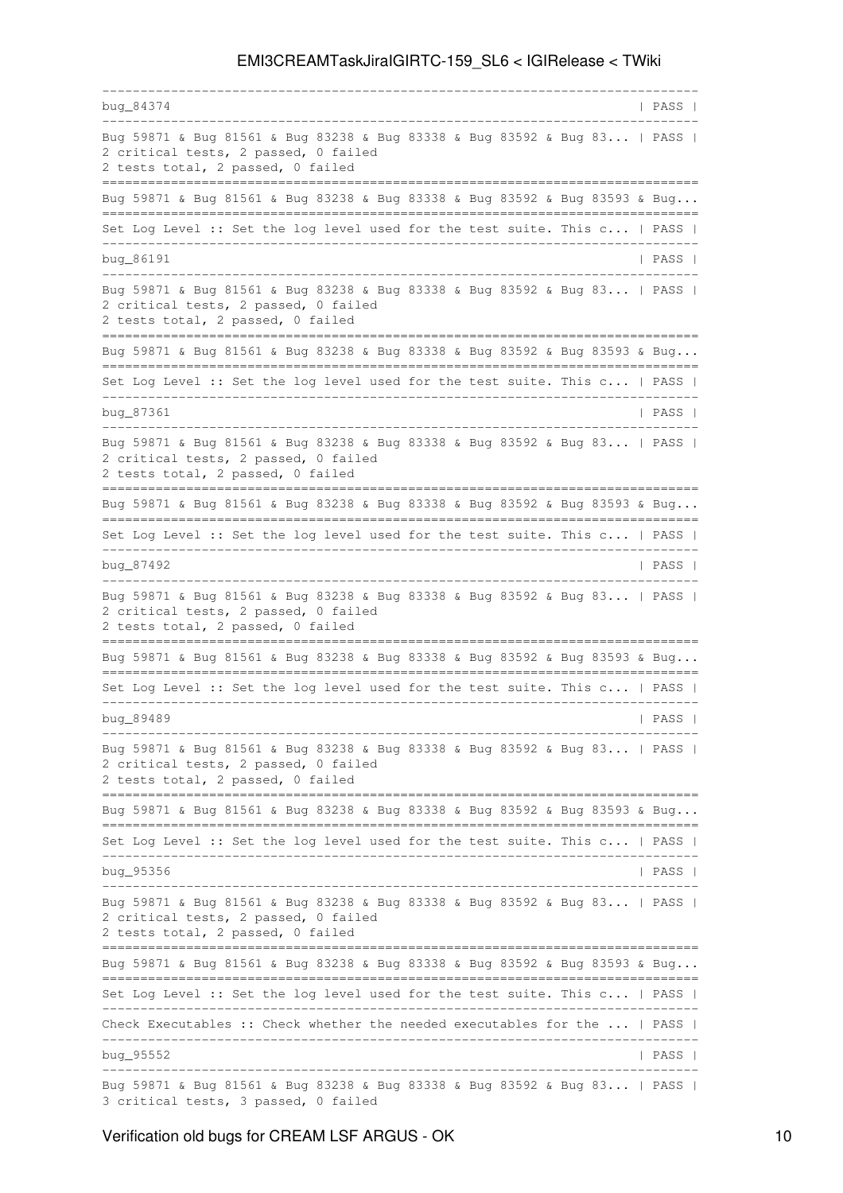```
------------------------------------------------------------------------------
bug_84374                                                             | PASS |
------------------------------------------------------------------------------
Bug 59871 & Bug 81561 & Bug 83238 & Bug 83338 & Bug 83592 & Bug 83... | PASS |
2 critical tests, 2 passed, 0 failed
2 tests total, 2 passed, 0 failed
==============================================================================
Bug 59871 & Bug 81561 & Bug 83238 & Bug 83338 & Bug 83592 & Bug 83593 & Bug...
==============================================================================
Set Log Level :: Set the log level used for the test suite. This c... | PASS |
------------------------------------------------------------------------------
bug_86191                                                             | PASS |
------------------------------------------------------------------------------
Bug 59871 & Bug 81561 & Bug 83238 & Bug 83338 & Bug 83592 & Bug 83... | PASS |
2 critical tests, 2 passed, 0 failed
2 tests total, 2 passed, 0 failed
==============================================================================
Bug 59871 & Bug 81561 & Bug 83238 & Bug 83338 & Bug 83592 & Bug 83593 & Bug...
==============================================================================
Set Log Level :: Set the log level used for the test suite. This c... | PASS |
------------------------------------------------------------------------------
bug_87361                                                             | PASS |
------------------------------------------------------------------------------
Bug 59871 & Bug 81561 & Bug 83238 & Bug 83338 & Bug 83592 & Bug 83... | PASS |
2 critical tests, 2 passed, 0 failed
2 tests total, 2 passed, 0 failed
==============================================================================
Bug 59871 & Bug 81561 & Bug 83238 & Bug 83338 & Bug 83592 & Bug 83593 & Bug...
==============================================================================
Set Log Level :: Set the log level used for the test suite. This c... | PASS |
------------------------------------------------------------------------------
bug_87492                                                             | PASS |
------------------------------------------------------------------------------
Bug 59871 & Bug 81561 & Bug 83238 & Bug 83338 & Bug 83592 & Bug 83... | PASS |
2 critical tests, 2 passed, 0 failed
2 tests total, 2 passed, 0 failed
==============================================================================
Bug 59871 & Bug 81561 & Bug 83238 & Bug 83338 & Bug 83592 & Bug 83593 & Bug...
==============================================================================
Set Log Level :: Set the log level used for the test suite. This c... | PASS |
------------------------------------------------------------------------------
bug_89489                                                             | PASS |
------------------------------------------------------------------------------
Bug 59871 & Bug 81561 & Bug 83238 & Bug 83338 & Bug 83592 & Bug 83... | PASS |
2 critical tests, 2 passed, 0 failed
2 tests total, 2 passed, 0 failed
==============================================================================
Bug 59871 & Bug 81561 & Bug 83238 & Bug 83338 & Bug 83592 & Bug 83593 & Bug...
==============================================================================
Set Log Level :: Set the log level used for the test suite. This c... | PASS |
------------------------------------------------------------------------------
bug_95356                                                             | PASS |
------------------------------------------------------------------------------
Bug 59871 & Bug 81561 & Bug 83238 & Bug 83338 & Bug 83592 & Bug 83... | PASS |
2 critical tests, 2 passed, 0 failed
2 tests total, 2 passed, 0 failed
==============================================================================
Bug 59871 & Bug 81561 & Bug 83238 & Bug 83338 & Bug 83592 & Bug 83593 & Bug...
==============================================================================
Set Log Level :: Set the log level used for the test suite. This c... | PASS |
------------------------------------------------------------------------------
Check Executables :: Check whether the needed executables for the ... | PASS |
------------------------------------------------------------------------------
bug_95552                                                             | PASS |
------------------------------------------------------------------------------
Bug 59871 & Bug 81561 & Bug 83238 & Bug 83338 & Bug 83592 & Bug 83... | PASS |
3 critical tests, 3 passed, 0 failed
```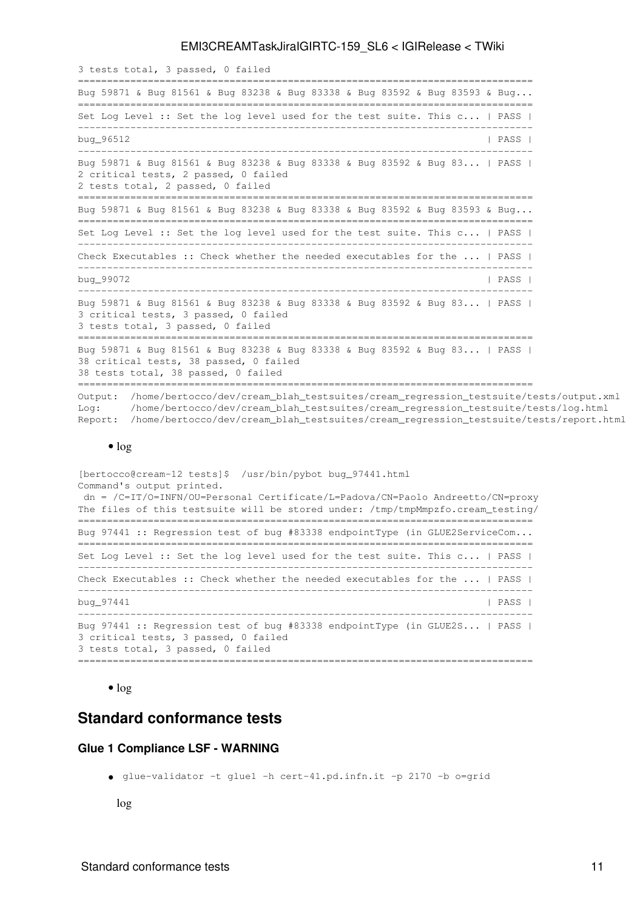```
3 tests total, 3 passed, 0 failed
==============================================================================
Bug 59871 & Bug 81561 & Bug 83238 & Bug 83338 & Bug 83592 & Bug 83593 & Bug...
==============================================================================
Set Log Level :: Set the log level used for the test suite. This c... | PASS |
------------------------------------------------------------------------------
bug_96512                                                             | PASS |
------------------------------------------------------------------------------
Bug 59871 & Bug 81561 & Bug 83238 & Bug 83338 & Bug 83592 & Bug 83... | PASS |
2 critical tests, 2 passed, 0 failed
2 tests total, 2 passed, 0 failed
==============================================================================
Bug 59871 & Bug 81561 & Bug 83238 & Bug 83338 & Bug 83592 & Bug 83593 & Bug...
==============================================================================
Set Log Level :: Set the log level used for the test suite. This c... | PASS |
------------------------------------------------------------------------------
Check Executables :: Check whether the needed executables for the ... | PASS |
------------------------------------------------------------------------------
bug_99072                                                             | PASS |
------------------------------------------------------------------------------
Bug 59871 & Bug 81561 & Bug 83238 & Bug 83338 & Bug 83592 & Bug 83... | PASS |
3 critical tests, 3 passed, 0 failed
3 tests total, 3 passed, 0 failed
==============================================================================
Bug 59871 & Bug 81561 & Bug 83238 & Bug 83338 & Bug 83592 & Bug 83... | PASS |
38 critical tests, 38 passed, 0 failed
38 tests total, 38 passed, 0 failed
==============================================================================
Output:  /home/bertocco/dev/cream_blah_testsuites/cream_regression_testsuite/tests/output.xml
Log:     /home/bertocco/dev/cream_blah_testsuites/cream_regression_testsuite/tests/log.html
Report:  /home/bertocco/dev/cream_blah_testsuites/cream_regression_testsuite/tests/report.html
```

- log

```
[bertocco@cream-12 tests]$  /usr/bin/pybot bug_97441.html
Command's output printed.
 dn = /C=IT/O=INFN/OU=Personal Certificate/L=Padova/CN=Paolo Andreetto/CN=proxy
The files of this testsuite will be stored under: /tmp/tmpMmpzfo.cream_testing/
==============================================================================
Bug 97441 :: Regression test of bug #83338 endpointType (in GLUE2ServiceCom...
==============================================================================
Set Log Level :: Set the log level used for the test suite. This c... | PASS |
------------------------------------------------------------------------------
Check Executables :: Check whether the needed executables for the ... | PASS |
------------------------------------------------------------------------------
bug_97441                                                             | PASS |
------------------------------------------------------------------------------
Bug 97441 :: Regression test of bug #83338 endpointType (in GLUE2S... | PASS |
3 critical tests, 3 passed, 0 failed
3 tests total, 3 passed, 0 failed
==============================================================================
```

- log

## Standard conformance tests

### Glue 1 Compliance LSF - WARNING

- `glue-validator -t glue1 -h cert-41.pd.infn.it -p 2170 -b o=grid`

  log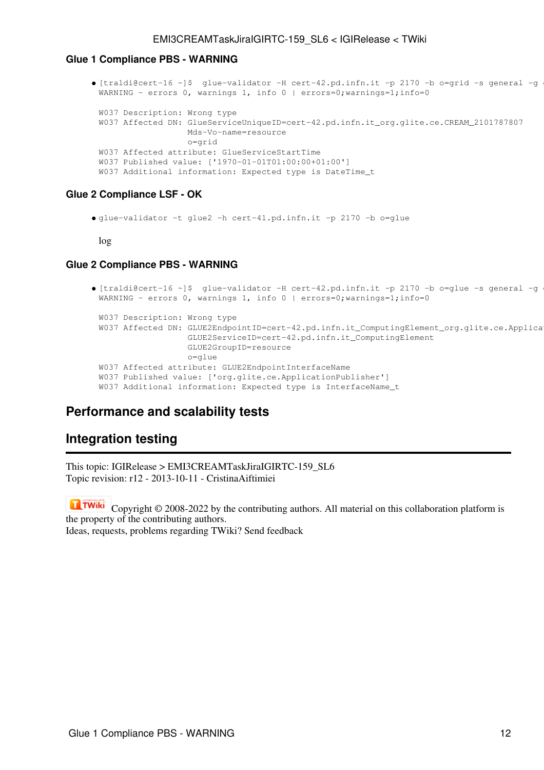### Glue 1 Compliance PBS - WARNING

- ```
  [traldi@cert-16 ~]$  glue-validator -H cert-42.pd.infn.it -p 2170 -b o=grid -s general -g 
  WARNING - errors 0, warnings 1, info 0 | errors=0;warnings=1;info=0

  W037 Description: Wrong type
  W037 Affected DN: GlueServiceUniqueID=cert-42.pd.infn.it_org.glite.ce.CREAM_2101787807
                    Mds-Vo-name=resource
                    o=grid
  W037 Affected attribute: GlueServiceStartTime
  W037 Published value: ['1970-01-01T01:00:00+01:00']
  W037 Additional information: Expected type is DateTime_t
  ```

### Glue 2 Compliance LSF - OK

- ```
  glue-validator -t glue2 -h cert-41.pd.infn.it -p 2170 -b o=glue
  ```

  log

### Glue 2 Compliance PBS - WARNING

- ```
  [traldi@cert-16 ~]$  glue-validator -H cert-42.pd.infn.it -p 2170 -b o=glue -s general -g 
  WARNING - errors 0, warnings 1, info 0 | errors=0;warnings=1;info=0

  W037 Description: Wrong type
  W037 Affected DN: GLUE2EndpointID=cert-42.pd.infn.it_ComputingElement_org.glite.ce.Applica
                    GLUE2ServiceID=cert-42.pd.infn.it_ComputingElement
                    GLUE2GroupID=resource
                    o=glue
  W037 Affected attribute: GLUE2EndpointInterfaceName
  W037 Published value: ['org.glite.ce.ApplicationPublisher']
  W037 Additional information: Expected type is InterfaceName_t
  ```

## Performance and scalability tests

## Integration testing

---

This topic: IGIRelease > EMI3CREAMTaskJiraIGIRTC-159_SL6
Topic revision: r12 - 2013-10-11 - CristinaAiftimiei

Copyright © 2008-2022 by the contributing authors. All material on this collaboration platform is the property of the contributing authors.
Ideas, requests, problems regarding TWiki? Send feedback